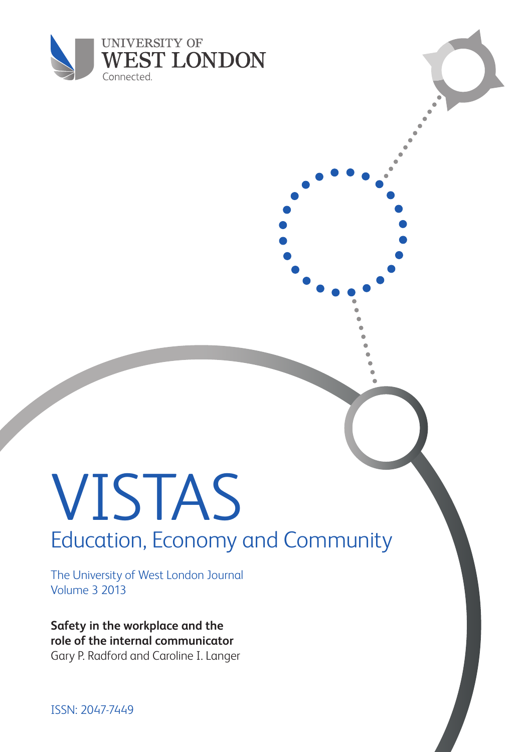UNIVERSITY OF
WEST LONDON
Connected.

# VISTAS

## Education, Economy and Community

The University of West London Journal
Volume 3 2013

**Safety in the workplace and the role of the internal communicator**
Gary P. Radford and Caroline I. Langer

ISSN: 2047-7449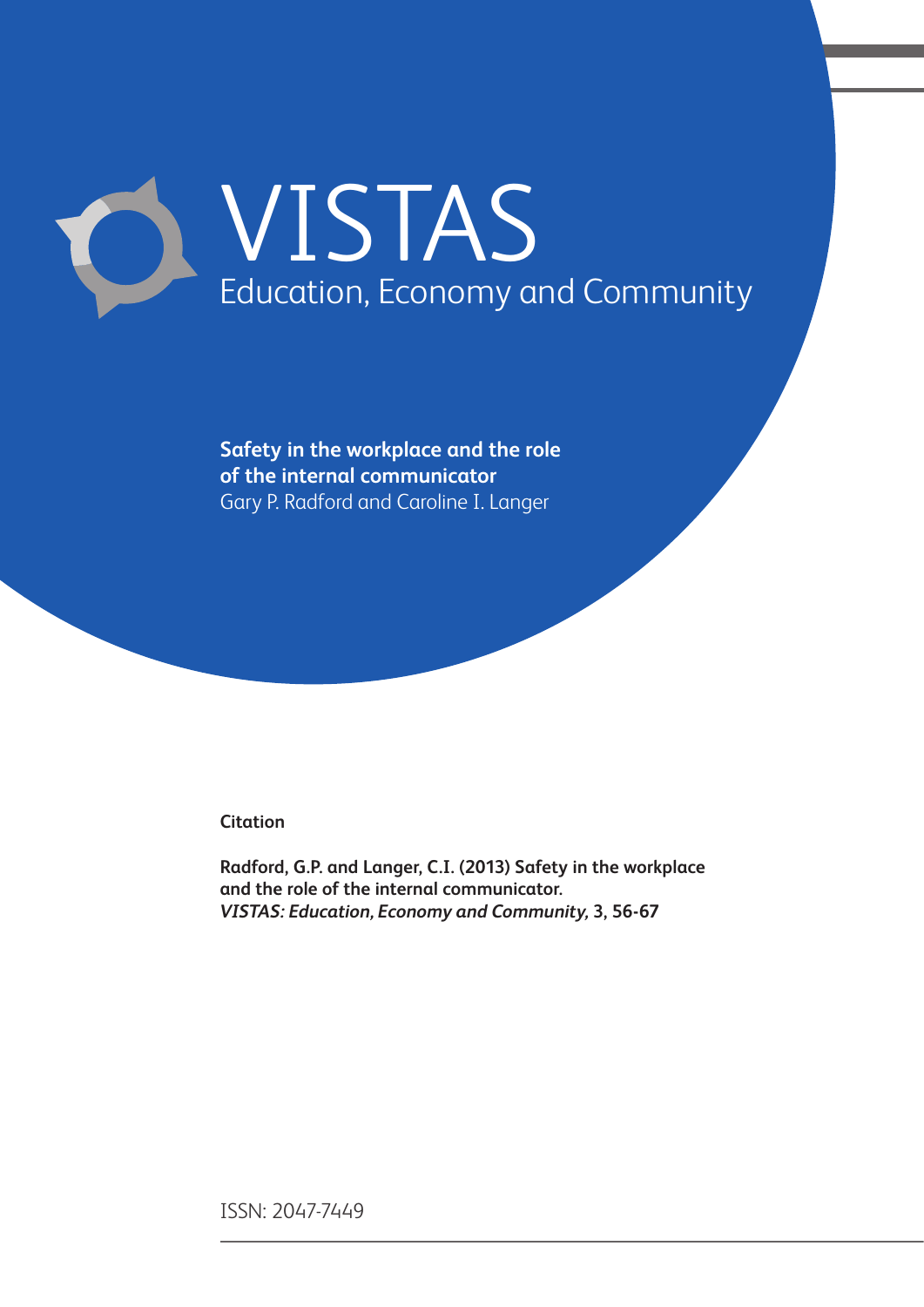# VISTAS

Education, Economy and Community

**Safety in the workplace and the role of the internal communicator**

Gary P. Radford and Caroline I. Langer

**Citation**

**Radford, G.P. and Langer, C.I. (2013) Safety in the workplace and the role of the internal communicator. *VISTAS: Education, Economy and Community,* 3, 56-67**

ISSN: 2047-7449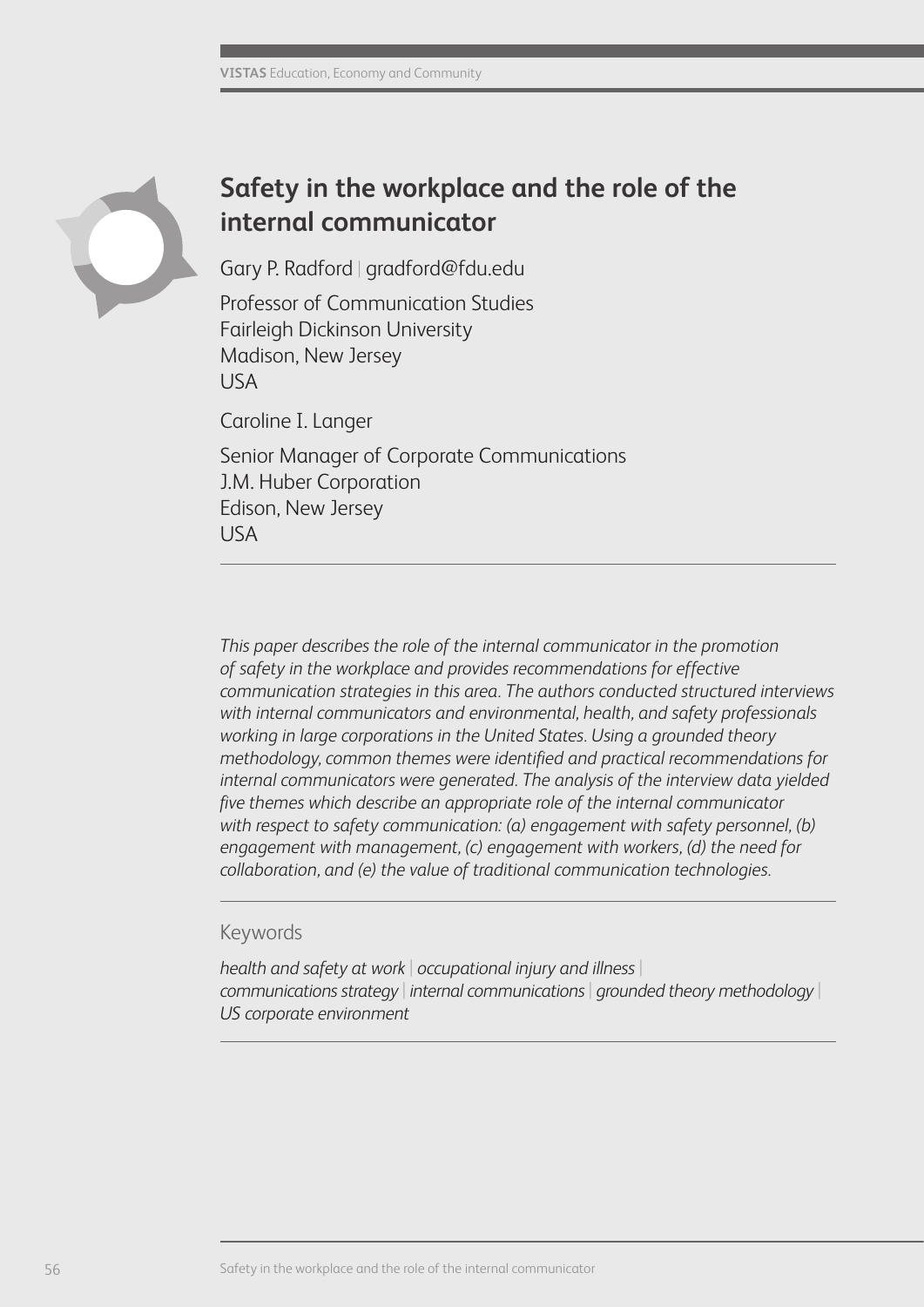# Safety in the workplace and the role of the internal communicator

Gary P. Radford | gradford@fdu.edu

Professor of Communication Studies
Fairleigh Dickinson University
Madison, New Jersey
USA

Caroline I. Langer

Senior Manager of Corporate Communications
J.M. Huber Corporation
Edison, New Jersey
USA

---

*This paper describes the role of the internal communicator in the promotion of safety in the workplace and provides recommendations for effective communication strategies in this area. The authors conducted structured interviews with internal communicators and environmental, health, and safety professionals working in large corporations in the United States. Using a grounded theory methodology, common themes were identified and practical recommendations for internal communicators were generated. The analysis of the interview data yielded five themes which describe an appropriate role of the internal communicator with respect to safety communication: (a) engagement with safety personnel, (b) engagement with management, (c) engagement with workers, (d) the need for collaboration, and (e) the value of traditional communication technologies.*

---

## Keywords

*health and safety at work* | *occupational injury and illness* | *communications strategy* | *internal communications* | *grounded theory methodology* | *US corporate environment*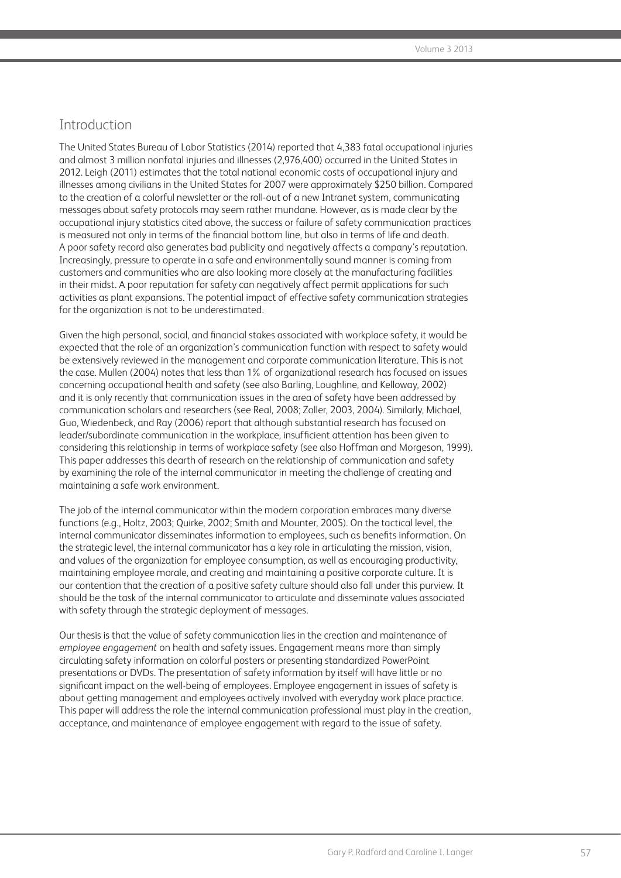## Introduction

The United States Bureau of Labor Statistics (2014) reported that 4,383 fatal occupational injuries and almost 3 million nonfatal injuries and illnesses (2,976,400) occurred in the United States in 2012. Leigh (2011) estimates that the total national economic costs of occupational injury and illnesses among civilians in the United States for 2007 were approximately $250 billion. Compared to the creation of a colorful newsletter or the roll-out of a new Intranet system, communicating messages about safety protocols may seem rather mundane. However, as is made clear by the occupational injury statistics cited above, the success or failure of safety communication practices is measured not only in terms of the financial bottom line, but also in terms of life and death. A poor safety record also generates bad publicity and negatively affects a company's reputation. Increasingly, pressure to operate in a safe and environmentally sound manner is coming from customers and communities who are also looking more closely at the manufacturing facilities in their midst. A poor reputation for safety can negatively affect permit applications for such activities as plant expansions. The potential impact of effective safety communication strategies for the organization is not to be underestimated.

Given the high personal, social, and financial stakes associated with workplace safety, it would be expected that the role of an organization's communication function with respect to safety would be extensively reviewed in the management and corporate communication literature. This is not the case. Mullen (2004) notes that less than 1% of organizational research has focused on issues concerning occupational health and safety (see also Barling, Loughline, and Kelloway, 2002) and it is only recently that communication issues in the area of safety have been addressed by communication scholars and researchers (see Real, 2008; Zoller, 2003, 2004). Similarly, Michael, Guo, Wiedenbeck, and Ray (2006) report that although substantial research has focused on leader/subordinate communication in the workplace, insufficient attention has been given to considering this relationship in terms of workplace safety (see also Hoffman and Morgeson, 1999). This paper addresses this dearth of research on the relationship of communication and safety by examining the role of the internal communicator in meeting the challenge of creating and maintaining a safe work environment.

The job of the internal communicator within the modern corporation embraces many diverse functions (e.g., Holtz, 2003; Quirke, 2002; Smith and Mounter, 2005). On the tactical level, the internal communicator disseminates information to employees, such as benefits information. On the strategic level, the internal communicator has a key role in articulating the mission, vision, and values of the organization for employee consumption, as well as encouraging productivity, maintaining employee morale, and creating and maintaining a positive corporate culture. It is our contention that the creation of a positive safety culture should also fall under this purview. It should be the task of the internal communicator to articulate and disseminate values associated with safety through the strategic deployment of messages.

Our thesis is that the value of safety communication lies in the creation and maintenance of *employee engagement* on health and safety issues. Engagement means more than simply circulating safety information on colorful posters or presenting standardized PowerPoint presentations or DVDs. The presentation of safety information by itself will have little or no significant impact on the well-being of employees. Employee engagement in issues of safety is about getting management and employees actively involved with everyday work place practice. This paper will address the role the internal communication professional must play in the creation, acceptance, and maintenance of employee engagement with regard to the issue of safety.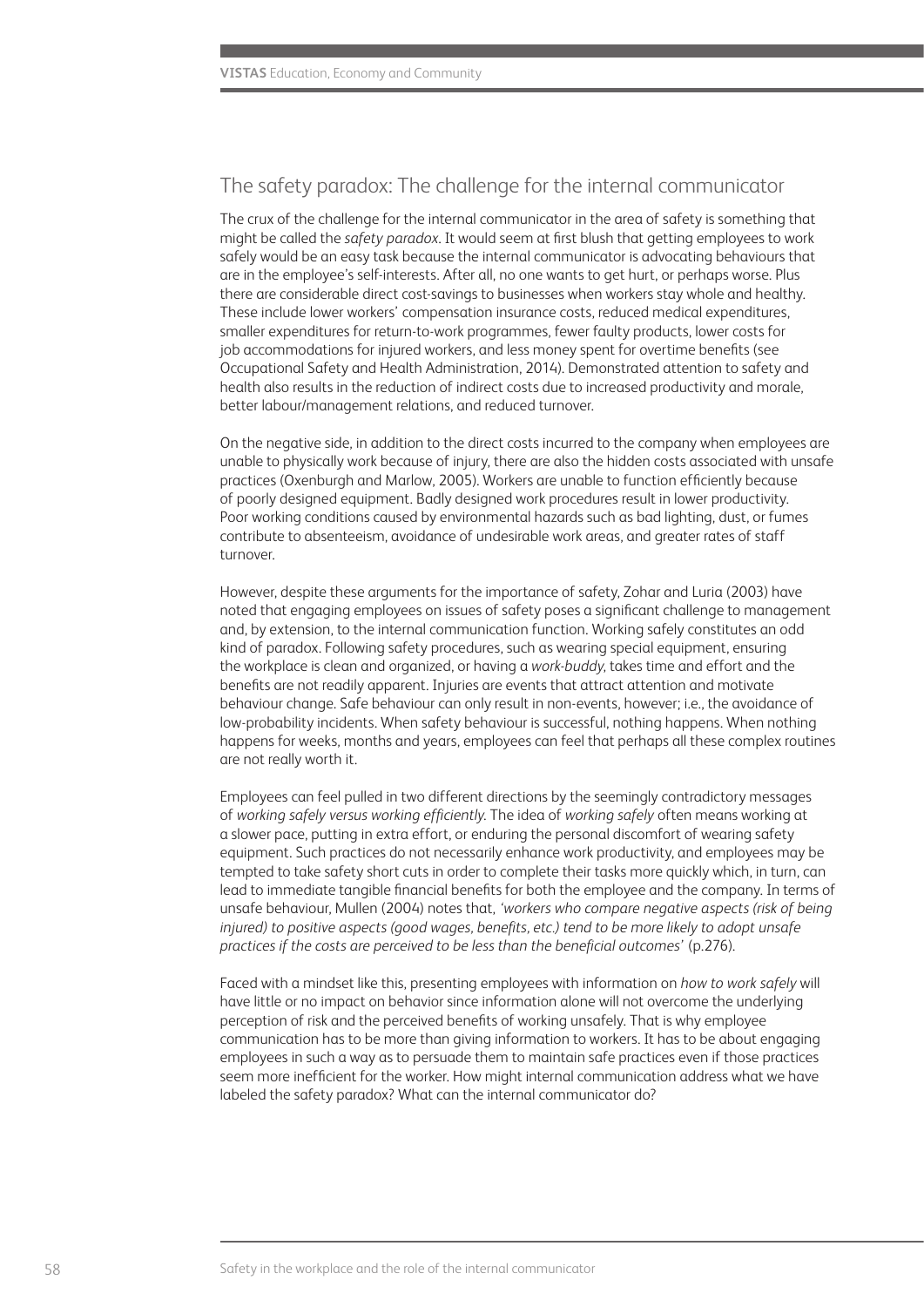## The safety paradox: The challenge for the internal communicator

The crux of the challenge for the internal communicator in the area of safety is something that might be called the *safety paradox*. It would seem at first blush that getting employees to work safely would be an easy task because the internal communicator is advocating behaviours that are in the employee's self-interests. After all, no one wants to get hurt, or perhaps worse. Plus there are considerable direct cost-savings to businesses when workers stay whole and healthy. These include lower workers' compensation insurance costs, reduced medical expenditures, smaller expenditures for return-to-work programmes, fewer faulty products, lower costs for job accommodations for injured workers, and less money spent for overtime benefits (see Occupational Safety and Health Administration, 2014). Demonstrated attention to safety and health also results in the reduction of indirect costs due to increased productivity and morale, better labour/management relations, and reduced turnover.

On the negative side, in addition to the direct costs incurred to the company when employees are unable to physically work because of injury, there are also the hidden costs associated with unsafe practices (Oxenburgh and Marlow, 2005). Workers are unable to function efficiently because of poorly designed equipment. Badly designed work procedures result in lower productivity. Poor working conditions caused by environmental hazards such as bad lighting, dust, or fumes contribute to absenteeism, avoidance of undesirable work areas, and greater rates of staff turnover.

However, despite these arguments for the importance of safety, Zohar and Luria (2003) have noted that engaging employees on issues of safety poses a significant challenge to management and, by extension, to the internal communication function. Working safely constitutes an odd kind of paradox. Following safety procedures, such as wearing special equipment, ensuring the workplace is clean and organized, or having a *work-buddy*, takes time and effort and the benefits are not readily apparent. Injuries are events that attract attention and motivate behaviour change. Safe behaviour can only result in non-events, however; i.e., the avoidance of low-probability incidents. When safety behaviour is successful, nothing happens. When nothing happens for weeks, months and years, employees can feel that perhaps all these complex routines are not really worth it.

Employees can feel pulled in two different directions by the seemingly contradictory messages of *working safely versus working efficiently*. The idea of *working safely* often means working at a slower pace, putting in extra effort, or enduring the personal discomfort of wearing safety equipment. Such practices do not necessarily enhance work productivity, and employees may be tempted to take safety short cuts in order to complete their tasks more quickly which, in turn, can lead to immediate tangible financial benefits for both the employee and the company. In terms of unsafe behaviour, Mullen (2004) notes that, *'workers who compare negative aspects (risk of being injured) to positive aspects (good wages, benefits, etc.) tend to be more likely to adopt unsafe practices if the costs are perceived to be less than the beneficial outcomes'* (p.276).

Faced with a mindset like this, presenting employees with information on *how to work safely* will have little or no impact on behavior since information alone will not overcome the underlying perception of risk and the perceived benefits of working unsafely. That is why employee communication has to be more than giving information to workers. It has to be about engaging employees in such a way as to persuade them to maintain safe practices even if those practices seem more inefficient for the worker. How might internal communication address what we have labeled the safety paradox? What can the internal communicator do?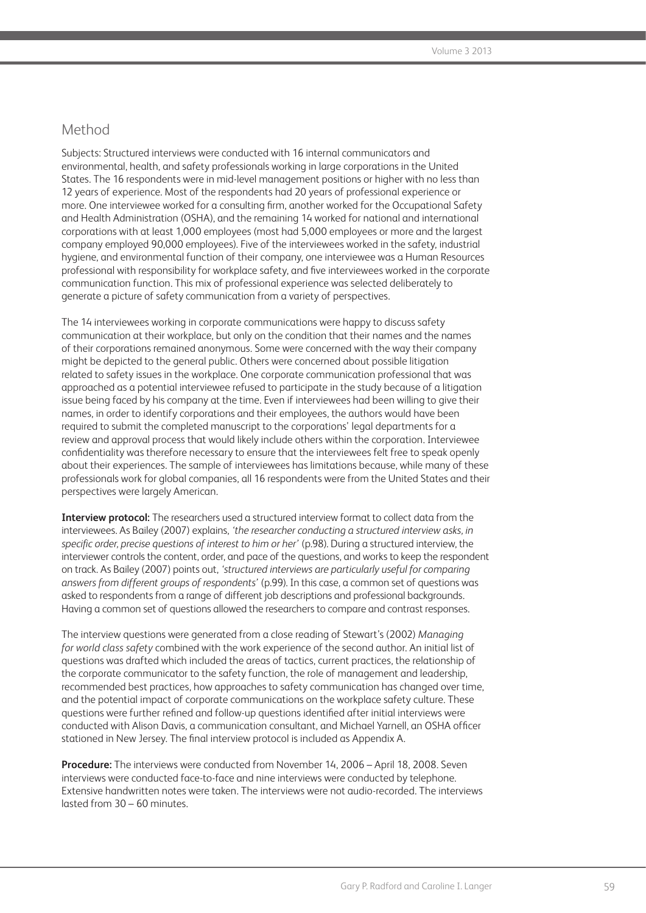## Method

Subjects: Structured interviews were conducted with 16 internal communicators and environmental, health, and safety professionals working in large corporations in the United States. The 16 respondents were in mid-level management positions or higher with no less than 12 years of experience. Most of the respondents had 20 years of professional experience or more. One interviewee worked for a consulting firm, another worked for the Occupational Safety and Health Administration (OSHA), and the remaining 14 worked for national and international corporations with at least 1,000 employees (most had 5,000 employees or more and the largest company employed 90,000 employees). Five of the interviewees worked in the safety, industrial hygiene, and environmental function of their company, one interviewee was a Human Resources professional with responsibility for workplace safety, and five interviewees worked in the corporate communication function. This mix of professional experience was selected deliberately to generate a picture of safety communication from a variety of perspectives.

The 14 interviewees working in corporate communications were happy to discuss safety communication at their workplace, but only on the condition that their names and the names of their corporations remained anonymous. Some were concerned with the way their company might be depicted to the general public. Others were concerned about possible litigation related to safety issues in the workplace. One corporate communication professional that was approached as a potential interviewee refused to participate in the study because of a litigation issue being faced by his company at the time. Even if interviewees had been willing to give their names, in order to identify corporations and their employees, the authors would have been required to submit the completed manuscript to the corporations' legal departments for a review and approval process that would likely include others within the corporation. Interviewee confidentiality was therefore necessary to ensure that the interviewees felt free to speak openly about their experiences. The sample of interviewees has limitations because, while many of these professionals work for global companies, all 16 respondents were from the United States and their perspectives were largely American.

**Interview protocol:** The researchers used a structured interview format to collect data from the interviewees. As Bailey (2007) explains, *'the researcher conducting a structured interview asks, in specific order, precise questions of interest to him or her'* (p.98). During a structured interview, the interviewer controls the content, order, and pace of the questions, and works to keep the respondent on track. As Bailey (2007) points out, *'structured interviews are particularly useful for comparing answers from different groups of respondents'* (p.99). In this case, a common set of questions was asked to respondents from a range of different job descriptions and professional backgrounds. Having a common set of questions allowed the researchers to compare and contrast responses.

The interview questions were generated from a close reading of Stewart's (2002) *Managing for world class safety* combined with the work experience of the second author. An initial list of questions was drafted which included the areas of tactics, current practices, the relationship of the corporate communicator to the safety function, the role of management and leadership, recommended best practices, how approaches to safety communication has changed over time, and the potential impact of corporate communications on the workplace safety culture. These questions were further refined and follow-up questions identified after initial interviews were conducted with Alison Davis, a communication consultant, and Michael Yarnell, an OSHA officer stationed in New Jersey. The final interview protocol is included as Appendix A.

**Procedure:** The interviews were conducted from November 14, 2006 – April 18, 2008. Seven interviews were conducted face-to-face and nine interviews were conducted by telephone. Extensive handwritten notes were taken. The interviews were not audio-recorded. The interviews lasted from 30 – 60 minutes.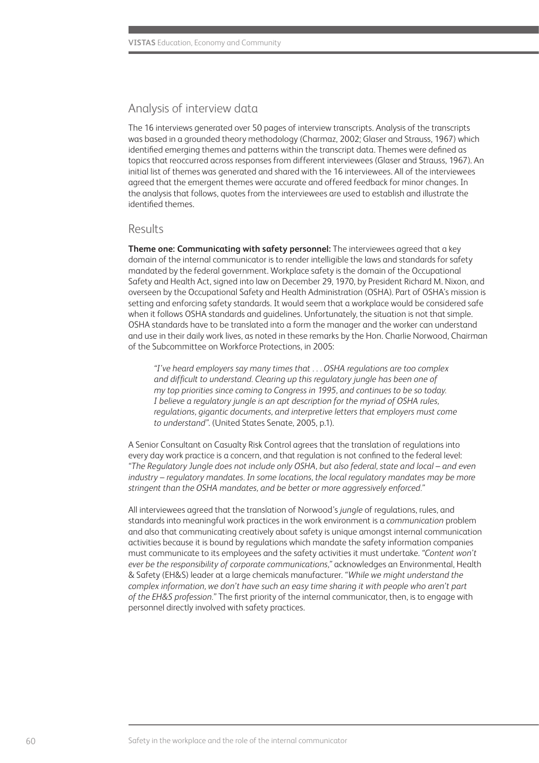## Analysis of interview data

The 16 interviews generated over 50 pages of interview transcripts. Analysis of the transcripts was based in a grounded theory methodology (Charmaz, 2002; Glaser and Strauss, 1967) which identified emerging themes and patterns within the transcript data. Themes were defined as topics that reoccurred across responses from different interviewees (Glaser and Strauss, 1967). An initial list of themes was generated and shared with the 16 interviewees. All of the interviewees agreed that the emergent themes were accurate and offered feedback for minor changes. In the analysis that follows, quotes from the interviewees are used to establish and illustrate the identified themes.

## Results

**Theme one: Communicating with safety personnel:** The interviewees agreed that a key domain of the internal communicator is to render intelligible the laws and standards for safety mandated by the federal government. Workplace safety is the domain of the Occupational Safety and Health Act, signed into law on December 29, 1970, by President Richard M. Nixon, and overseen by the Occupational Safety and Health Administration (OSHA). Part of OSHA's mission is setting and enforcing safety standards. It would seem that a workplace would be considered safe when it follows OSHA standards and guidelines. Unfortunately, the situation is not that simple. OSHA standards have to be translated into a form the manager and the worker can understand and use in their daily work lives, as noted in these remarks by the Hon. Charlie Norwood, Chairman of the Subcommittee on Workforce Protections, in 2005:

> *"I've heard employers say many times that . . . OSHA regulations are too complex and difficult to understand. Clearing up this regulatory jungle has been one of my top priorities since coming to Congress in 1995, and continues to be so today. I believe a regulatory jungle is an apt description for the myriad of OSHA rules, regulations, gigantic documents, and interpretive letters that employers must come to understand".* (United States Senate, 2005, p.1).

A Senior Consultant on Casualty Risk Control agrees that the translation of regulations into every day work practice is a concern, and that regulation is not confined to the federal level: *"The Regulatory Jungle does not include only OSHA, but also federal, state and local – and even industry – regulatory mandates. In some locations, the local regulatory mandates may be more stringent than the OSHA mandates, and be better or more aggressively enforced."*

All interviewees agreed that the translation of Norwood's *jungle* of regulations, rules, and standards into meaningful work practices in the work environment is a *communication* problem and also that communicating creatively about safety is unique amongst internal communication activities because it is bound by regulations which mandate the safety information companies must communicate to its employees and the safety activities it must undertake. *"Content won't ever be the responsibility of corporate communications,"* acknowledges an Environmental, Health & Safety (EH&S) leader at a large chemicals manufacturer. *"While we might understand the complex information, we don't have such an easy time sharing it with people who aren't part of the EH&S profession."* The first priority of the internal communicator, then, is to engage with personnel directly involved with safety practices.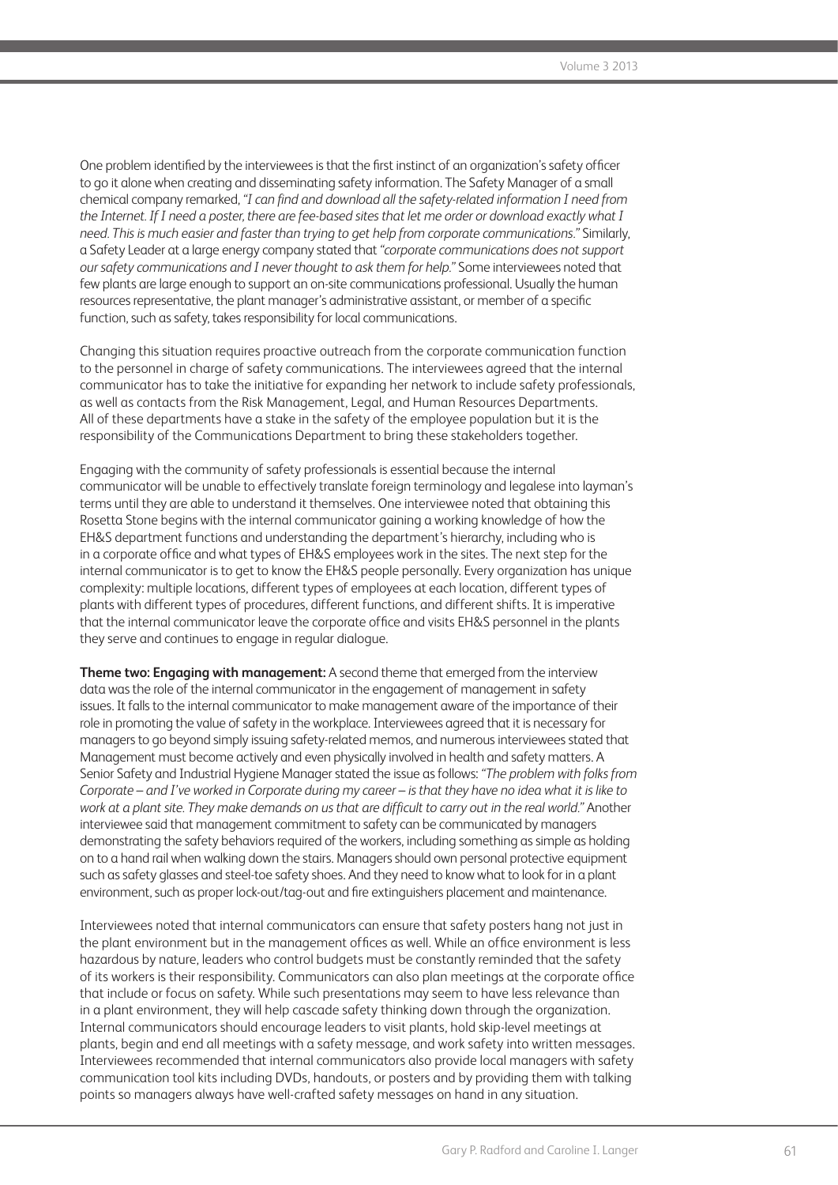One problem identified by the interviewees is that the first instinct of an organization's safety officer to go it alone when creating and disseminating safety information. The Safety Manager of a small chemical company remarked, *"I can find and download all the safety-related information I need from the Internet. If I need a poster, there are fee-based sites that let me order or download exactly what I need. This is much easier and faster than trying to get help from corporate communications."* Similarly, a Safety Leader at a large energy company stated that *"corporate communications does not support our safety communications and I never thought to ask them for help."* Some interviewees noted that few plants are large enough to support an on-site communications professional. Usually the human resources representative, the plant manager's administrative assistant, or member of a specific function, such as safety, takes responsibility for local communications.

Changing this situation requires proactive outreach from the corporate communication function to the personnel in charge of safety communications. The interviewees agreed that the internal communicator has to take the initiative for expanding her network to include safety professionals, as well as contacts from the Risk Management, Legal, and Human Resources Departments. All of these departments have a stake in the safety of the employee population but it is the responsibility of the Communications Department to bring these stakeholders together.

Engaging with the community of safety professionals is essential because the internal communicator will be unable to effectively translate foreign terminology and legalese into layman's terms until they are able to understand it themselves. One interviewee noted that obtaining this Rosetta Stone begins with the internal communicator gaining a working knowledge of how the EH&S department functions and understanding the department's hierarchy, including who is in a corporate office and what types of EH&S employees work in the sites. The next step for the internal communicator is to get to know the EH&S people personally. Every organization has unique complexity: multiple locations, different types of employees at each location, different types of plants with different types of procedures, different functions, and different shifts. It is imperative that the internal communicator leave the corporate office and visits EH&S personnel in the plants they serve and continues to engage in regular dialogue.

**Theme two: Engaging with management:** A second theme that emerged from the interview data was the role of the internal communicator in the engagement of management in safety issues. It falls to the internal communicator to make management aware of the importance of their role in promoting the value of safety in the workplace. Interviewees agreed that it is necessary for managers to go beyond simply issuing safety-related memos, and numerous interviewees stated that Management must become actively and even physically involved in health and safety matters. A Senior Safety and Industrial Hygiene Manager stated the issue as follows: *"The problem with folks from Corporate – and I've worked in Corporate during my career – is that they have no idea what it is like to work at a plant site. They make demands on us that are difficult to carry out in the real world."* Another interviewee said that management commitment to safety can be communicated by managers demonstrating the safety behaviors required of the workers, including something as simple as holding on to a hand rail when walking down the stairs. Managers should own personal protective equipment such as safety glasses and steel-toe safety shoes. And they need to know what to look for in a plant environment, such as proper lock-out/tag-out and fire extinguishers placement and maintenance.

Interviewees noted that internal communicators can ensure that safety posters hang not just in the plant environment but in the management offices as well. While an office environment is less hazardous by nature, leaders who control budgets must be constantly reminded that the safety of its workers is their responsibility. Communicators can also plan meetings at the corporate office that include or focus on safety. While such presentations may seem to have less relevance than in a plant environment, they will help cascade safety thinking down through the organization. Internal communicators should encourage leaders to visit plants, hold skip-level meetings at plants, begin and end all meetings with a safety message, and work safety into written messages. Interviewees recommended that internal communicators also provide local managers with safety communication tool kits including DVDs, handouts, or posters and by providing them with talking points so managers always have well-crafted safety messages on hand in any situation.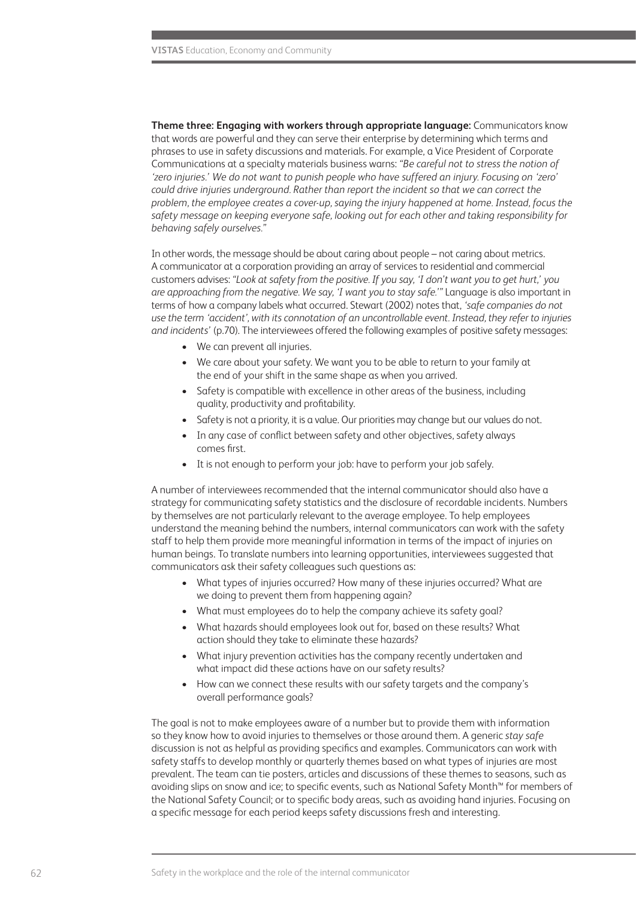**Theme three: Engaging with workers through appropriate language:** Communicators know that words are powerful and they can serve their enterprise by determining which terms and phrases to use in safety discussions and materials. For example, a Vice President of Corporate Communications at a specialty materials business warns: *"Be careful not to stress the notion of 'zero injuries.' We do not want to punish people who have suffered an injury. Focusing on 'zero' could drive injuries underground. Rather than report the incident so that we can correct the problem, the employee creates a cover-up, saying the injury happened at home. Instead, focus the safety message on keeping everyone safe, looking out for each other and taking responsibility for behaving safely ourselves."*

In other words, the message should be about caring about people – not caring about metrics. A communicator at a corporation providing an array of services to residential and commercial customers advises: *"Look at safety from the positive. If you say, 'I don't want you to get hurt,' you are approaching from the negative. We say, 'I want you to stay safe.'"* Language is also important in terms of how a company labels what occurred. Stewart (2002) notes that, *'safe companies do not use the term 'accident', with its connotation of an uncontrollable event. Instead, they refer to injuries and incidents'* (p.70). The interviewees offered the following examples of positive safety messages:

- We can prevent all injuries.
- We care about your safety. We want you to be able to return to your family at the end of your shift in the same shape as when you arrived.
- Safety is compatible with excellence in other areas of the business, including quality, productivity and profitability.
- Safety is not a priority, it is a value. Our priorities may change but our values do not.
- In any case of conflict between safety and other objectives, safety always comes first.
- It is not enough to perform your job: have to perform your job safely.

A number of interviewees recommended that the internal communicator should also have a strategy for communicating safety statistics and the disclosure of recordable incidents. Numbers by themselves are not particularly relevant to the average employee. To help employees understand the meaning behind the numbers, internal communicators can work with the safety staff to help them provide more meaningful information in terms of the impact of injuries on human beings. To translate numbers into learning opportunities, interviewees suggested that communicators ask their safety colleagues such questions as:

- What types of injuries occurred? How many of these injuries occurred? What are we doing to prevent them from happening again?
- What must employees do to help the company achieve its safety goal?
- What hazards should employees look out for, based on these results? What action should they take to eliminate these hazards?
- What injury prevention activities has the company recently undertaken and what impact did these actions have on our safety results?
- How can we connect these results with our safety targets and the company's overall performance goals?

The goal is not to make employees aware of a number but to provide them with information so they know how to avoid injuries to themselves or those around them. A generic *stay safe* discussion is not as helpful as providing specifics and examples. Communicators can work with safety staffs to develop monthly or quarterly themes based on what types of injuries are most prevalent. The team can tie posters, articles and discussions of these themes to seasons, such as avoiding slips on snow and ice; to specific events, such as National Safety Month™ for members of the National Safety Council; or to specific body areas, such as avoiding hand injuries. Focusing on a specific message for each period keeps safety discussions fresh and interesting.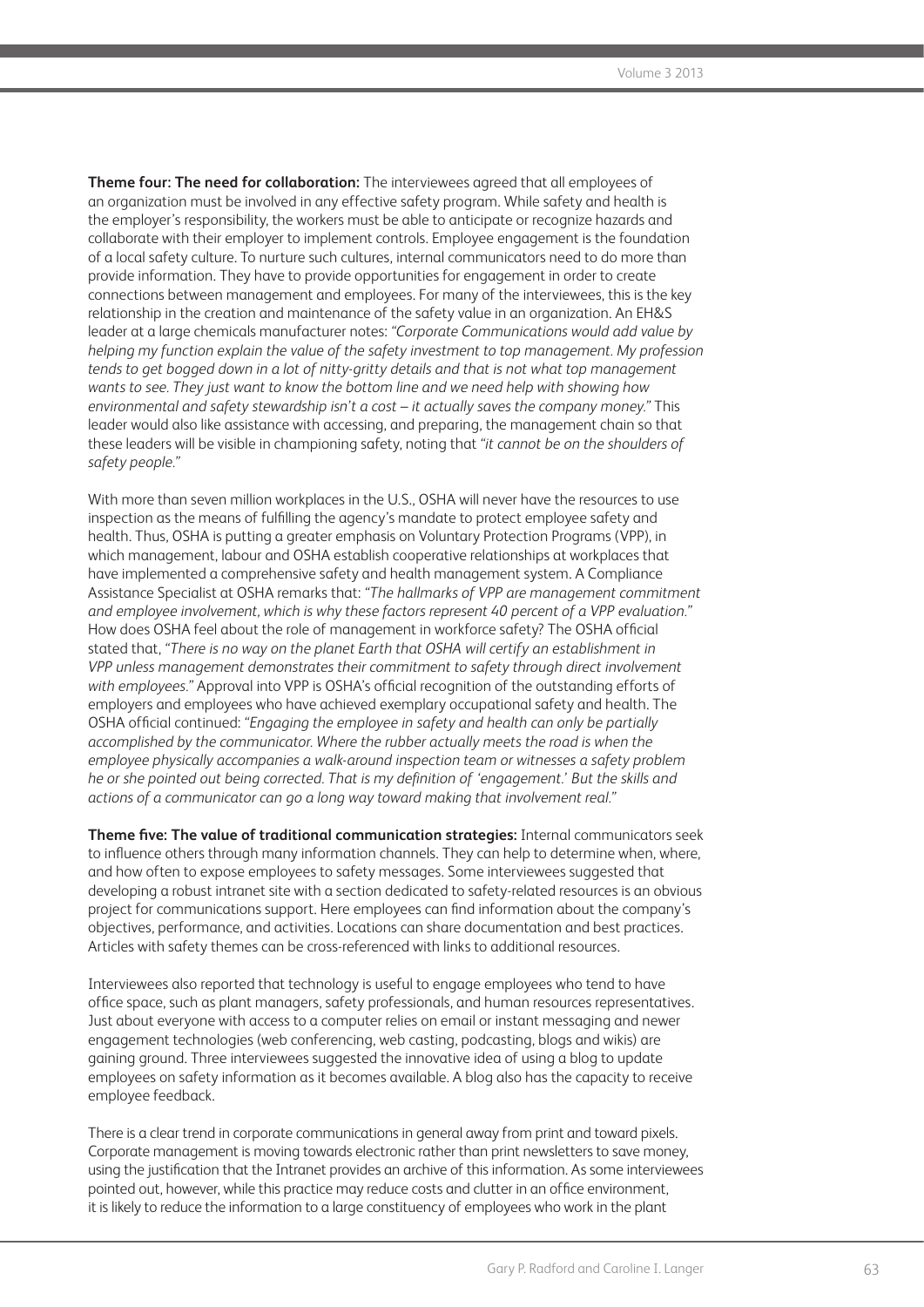**Theme four: The need for collaboration:** The interviewees agreed that all employees of an organization must be involved in any effective safety program. While safety and health is the employer's responsibility, the workers must be able to anticipate or recognize hazards and collaborate with their employer to implement controls. Employee engagement is the foundation of a local safety culture. To nurture such cultures, internal communicators need to do more than provide information. They have to provide opportunities for engagement in order to create connections between management and employees. For many of the interviewees, this is the key relationship in the creation and maintenance of the safety value in an organization. An EH&S leader at a large chemicals manufacturer notes: *"Corporate Communications would add value by helping my function explain the value of the safety investment to top management. My profession tends to get bogged down in a lot of nitty-gritty details and that is not what top management wants to see. They just want to know the bottom line and we need help with showing how environmental and safety stewardship isn't a cost – it actually saves the company money."* This leader would also like assistance with accessing, and preparing, the management chain so that these leaders will be visible in championing safety, noting that *"it cannot be on the shoulders of safety people."*

With more than seven million workplaces in the U.S., OSHA will never have the resources to use inspection as the means of fulfilling the agency's mandate to protect employee safety and health. Thus, OSHA is putting a greater emphasis on Voluntary Protection Programs (VPP), in which management, labour and OSHA establish cooperative relationships at workplaces that have implemented a comprehensive safety and health management system. A Compliance Assistance Specialist at OSHA remarks that: *"The hallmarks of VPP are management commitment and employee involvement, which is why these factors represent 40 percent of a VPP evaluation."* How does OSHA feel about the role of management in workforce safety? The OSHA official stated that, *"There is no way on the planet Earth that OSHA will certify an establishment in VPP unless management demonstrates their commitment to safety through direct involvement with employees."* Approval into VPP is OSHA's official recognition of the outstanding efforts of employers and employees who have achieved exemplary occupational safety and health. The OSHA official continued: *"Engaging the employee in safety and health can only be partially accomplished by the communicator. Where the rubber actually meets the road is when the employee physically accompanies a walk-around inspection team or witnesses a safety problem he or she pointed out being corrected. That is my definition of 'engagement.' But the skills and actions of a communicator can go a long way toward making that involvement real."*

**Theme five: The value of traditional communication strategies:** Internal communicators seek to influence others through many information channels. They can help to determine when, where, and how often to expose employees to safety messages. Some interviewees suggested that developing a robust intranet site with a section dedicated to safety-related resources is an obvious project for communications support. Here employees can find information about the company's objectives, performance, and activities. Locations can share documentation and best practices. Articles with safety themes can be cross-referenced with links to additional resources.

Interviewees also reported that technology is useful to engage employees who tend to have office space, such as plant managers, safety professionals, and human resources representatives. Just about everyone with access to a computer relies on email or instant messaging and newer engagement technologies (web conferencing, web casting, podcasting, blogs and wikis) are gaining ground. Three interviewees suggested the innovative idea of using a blog to update employees on safety information as it becomes available. A blog also has the capacity to receive employee feedback.

There is a clear trend in corporate communications in general away from print and toward pixels. Corporate management is moving towards electronic rather than print newsletters to save money, using the justification that the Intranet provides an archive of this information. As some interviewees pointed out, however, while this practice may reduce costs and clutter in an office environment, it is likely to reduce the information to a large constituency of employees who work in the plant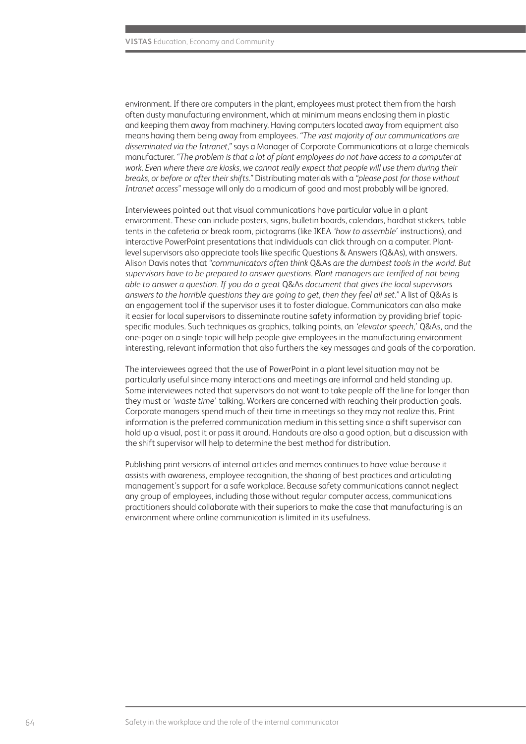environment. If there are computers in the plant, employees must protect them from the harsh often dusty manufacturing environment, which at minimum means enclosing them in plastic and keeping them away from machinery. Having computers located away from equipment also means having them being away from employees. *"The vast majority of our communications are disseminated via the Intranet,"* says a Manager of Corporate Communications at a large chemicals manufacturer. *"The problem is that a lot of plant employees do not have access to a computer at work. Even where there are kiosks, we cannot really expect that people will use them during their breaks, or before or after their shifts."* Distributing materials with a *"please post for those without Intranet access"* message will only do a modicum of good and most probably will be ignored.

Interviewees pointed out that visual communications have particular value in a plant environment. These can include posters, signs, bulletin boards, calendars, hardhat stickers, table tents in the cafeteria or break room, pictograms (like IKEA *'how to assemble'* instructions), and interactive PowerPoint presentations that individuals can click through on a computer. Plant-level supervisors also appreciate tools like specific Questions & Answers (Q&As), with answers. Alison Davis notes that *"communicators often think* Q&As *are the dumbest tools in the world. But supervisors have to be prepared to answer questions. Plant managers are terrified of not being able to answer a question. If you do a great* Q&As *document that gives the local supervisors answers to the horrible questions they are going to get, then they feel all set."* A list of Q&As is an engagement tool if the supervisor uses it to foster dialogue. Communicators can also make it easier for local supervisors to disseminate routine safety information by providing brief topic-specific modules. Such techniques as graphics, talking points, an *'elevator speech,'* Q&As, and the one-pager on a single topic will help people give employees in the manufacturing environment interesting, relevant information that also furthers the key messages and goals of the corporation.

The interviewees agreed that the use of PowerPoint in a plant level situation may not be particularly useful since many interactions and meetings are informal and held standing up. Some interviewees noted that supervisors do not want to take people off the line for longer than they must or *'waste time'* talking. Workers are concerned with reaching their production goals. Corporate managers spend much of their time in meetings so they may not realize this. Print information is the preferred communication medium in this setting since a shift supervisor can hold up a visual, post it or pass it around. Handouts are also a good option, but a discussion with the shift supervisor will help to determine the best method for distribution.

Publishing print versions of internal articles and memos continues to have value because it assists with awareness, employee recognition, the sharing of best practices and articulating management's support for a safe workplace. Because safety communications cannot neglect any group of employees, including those without regular computer access, communications practitioners should collaborate with their superiors to make the case that manufacturing is an environment where online communication is limited in its usefulness.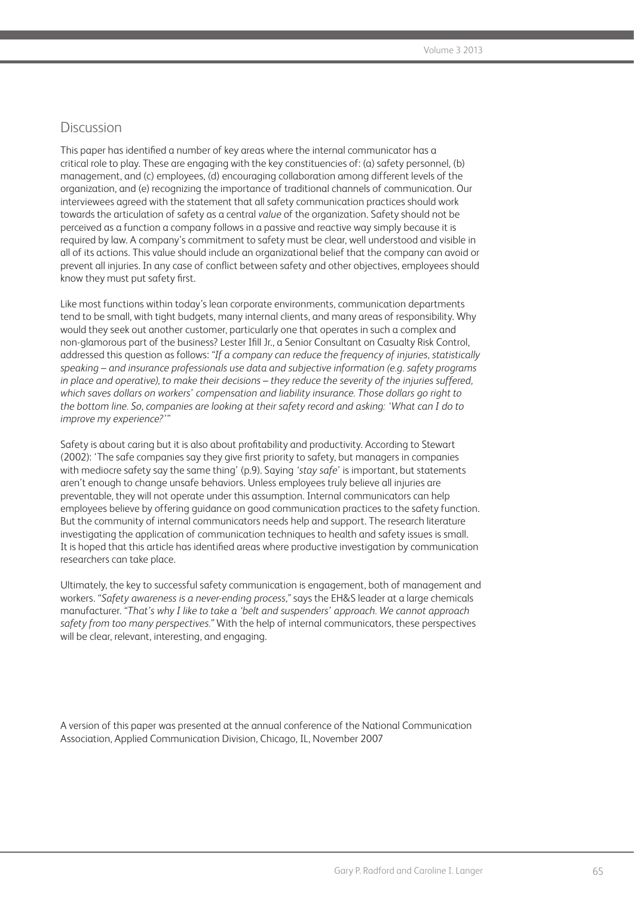## Discussion

This paper has identified a number of key areas where the internal communicator has a critical role to play. These are engaging with the key constituencies of: (a) safety personnel, (b) management, and (c) employees, (d) encouraging collaboration among different levels of the organization, and (e) recognizing the importance of traditional channels of communication. Our interviewees agreed with the statement that all safety communication practices should work towards the articulation of safety as a central *value* of the organization. Safety should not be perceived as a function a company follows in a passive and reactive way simply because it is required by law. A company's commitment to safety must be clear, well understood and visible in all of its actions. This value should include an organizational belief that the company can avoid or prevent all injuries. In any case of conflict between safety and other objectives, employees should know they must put safety first.

Like most functions within today's lean corporate environments, communication departments tend to be small, with tight budgets, many internal clients, and many areas of responsibility. Why would they seek out another customer, particularly one that operates in such a complex and non-glamorous part of the business? Lester Ifill Jr., a Senior Consultant on Casualty Risk Control, addressed this question as follows: *"If a company can reduce the frequency of injuries, statistically speaking – and insurance professionals use data and subjective information (e.g. safety programs in place and operative), to make their decisions – they reduce the severity of the injuries suffered, which saves dollars on workers' compensation and liability insurance. Those dollars go right to the bottom line. So, companies are looking at their safety record and asking: 'What can I do to improve my experience?'"*

Safety is about caring but it is also about profitability and productivity. According to Stewart (2002): 'The safe companies say they give first priority to safety, but managers in companies with mediocre safety say the same thing' (p.9). Saying *'stay safe'* is important, but statements aren't enough to change unsafe behaviors. Unless employees truly believe all injuries are preventable, they will not operate under this assumption. Internal communicators can help employees believe by offering guidance on good communication practices to the safety function. But the community of internal communicators needs help and support. The research literature investigating the application of communication techniques to health and safety issues is small. It is hoped that this article has identified areas where productive investigation by communication researchers can take place.

Ultimately, the key to successful safety communication is engagement, both of management and workers. *"Safety awareness is a never-ending process,"* says the EH&S leader at a large chemicals manufacturer. *"That's why I like to take a 'belt and suspenders' approach. We cannot approach safety from too many perspectives."* With the help of internal communicators, these perspectives will be clear, relevant, interesting, and engaging.

A version of this paper was presented at the annual conference of the National Communication Association, Applied Communication Division, Chicago, IL, November 2007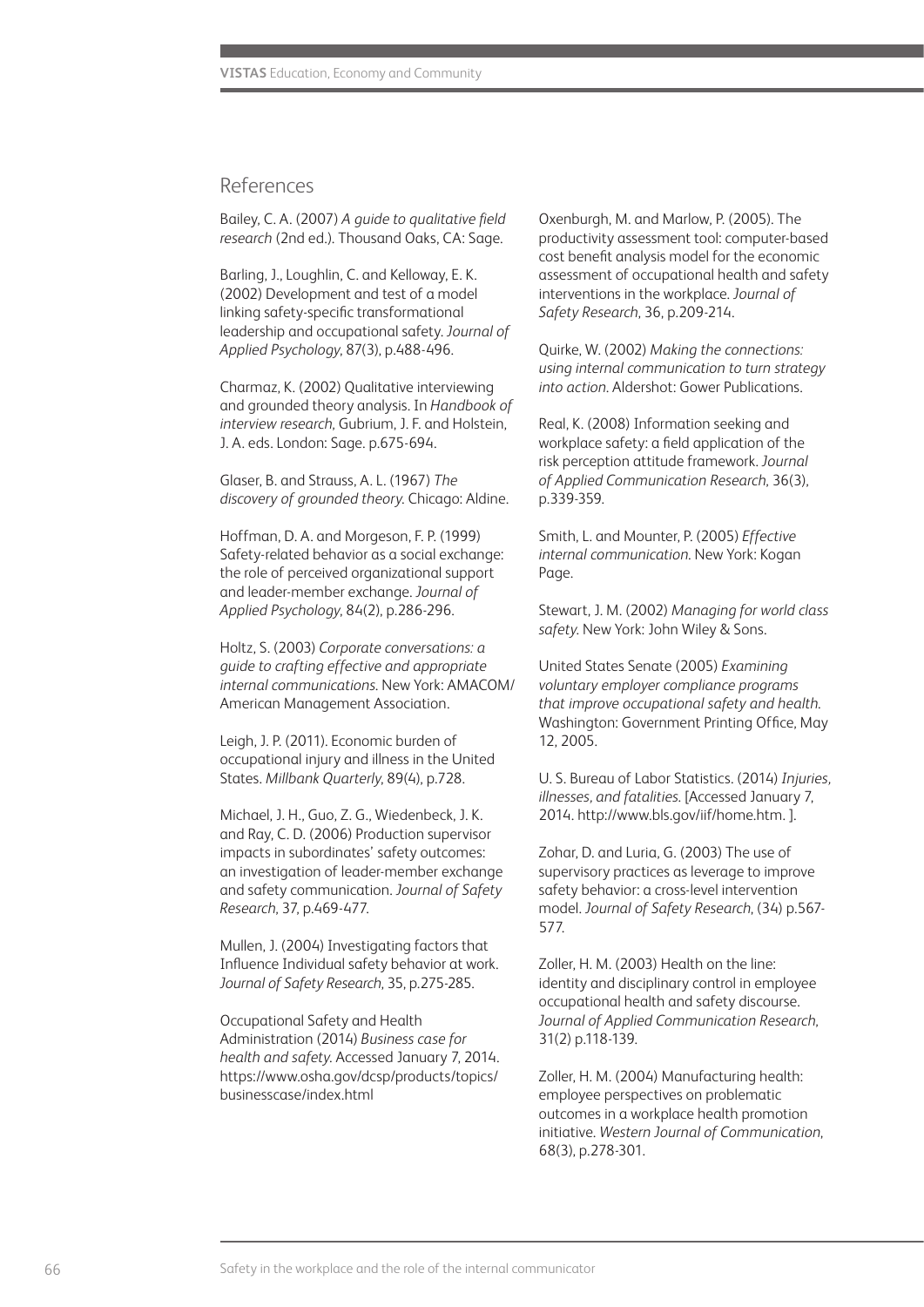## References

Bailey, C. A. (2007) *A guide to qualitative field research* (2nd ed.). Thousand Oaks, CA: Sage.

Barling, J., Loughlin, C. and Kelloway, E. K. (2002) Development and test of a model linking safety-specific transformational leadership and occupational safety. *Journal of Applied Psychology*, 87(3), p.488-496.

Charmaz, K. (2002) Qualitative interviewing and grounded theory analysis. In *Handbook of interview research*, Gubrium, J. F. and Holstein, J. A. eds. London: Sage. p.675-694.

Glaser, B. and Strauss, A. L. (1967) *The discovery of grounded theory*. Chicago: Aldine.

Hoffman, D. A. and Morgeson, F. P. (1999) Safety-related behavior as a social exchange: the role of perceived organizational support and leader-member exchange. *Journal of Applied Psychology*, 84(2), p.286-296.

Holtz, S. (2003) *Corporate conversations: a guide to crafting effective and appropriate internal communications*. New York: AMACOM/ American Management Association.

Leigh, J. P. (2011). Economic burden of occupational injury and illness in the United States. *Millbank Quarterly*, 89(4), p.728.

Michael, J. H., Guo, Z. G., Wiedenbeck, J. K. and Ray, C. D. (2006) Production supervisor impacts in subordinates' safety outcomes: an investigation of leader-member exchange and safety communication. *Journal of Safety Research*, 37, p.469-477.

Mullen, J. (2004) Investigating factors that Influence Individual safety behavior at work. *Journal of Safety Research*, 35, p.275-285.

Occupational Safety and Health Administration (2014) *Business case for health and safety*. Accessed January 7, 2014. https://www.osha.gov/dcsp/products/topics/businesscase/index.html

Oxenburgh, M. and Marlow, P. (2005). The productivity assessment tool: computer-based cost benefit analysis model for the economic assessment of occupational health and safety interventions in the workplace. *Journal of Safety Research*, 36, p.209-214.

Quirke, W. (2002) *Making the connections: using internal communication to turn strategy into action*. Aldershot: Gower Publications.

Real, K. (2008) Information seeking and workplace safety: a field application of the risk perception attitude framework. *Journal of Applied Communication Research*, 36(3), p.339-359.

Smith, L. and Mounter, P. (2005) *Effective internal communication*. New York: Kogan Page.

Stewart, J. M. (2002) *Managing for world class safety*. New York: John Wiley & Sons.

United States Senate (2005) *Examining voluntary employer compliance programs that improve occupational safety and health*. Washington: Government Printing Office, May 12, 2005.

U. S. Bureau of Labor Statistics. (2014) *Injuries, illnesses, and fatalities*. [Accessed January 7, 2014. http://www.bls.gov/iif/home.htm. ].

Zohar, D. and Luria, G. (2003) The use of supervisory practices as leverage to improve safety behavior: a cross-level intervention model. *Journal of Safety Research*, (34) p.567-577.

Zoller, H. M. (2003) Health on the line: identity and disciplinary control in employee occupational health and safety discourse. *Journal of Applied Communication Research*, 31(2) p.118-139.

Zoller, H. M. (2004) Manufacturing health: employee perspectives on problematic outcomes in a workplace health promotion initiative. *Western Journal of Communication*, 68(3), p.278-301.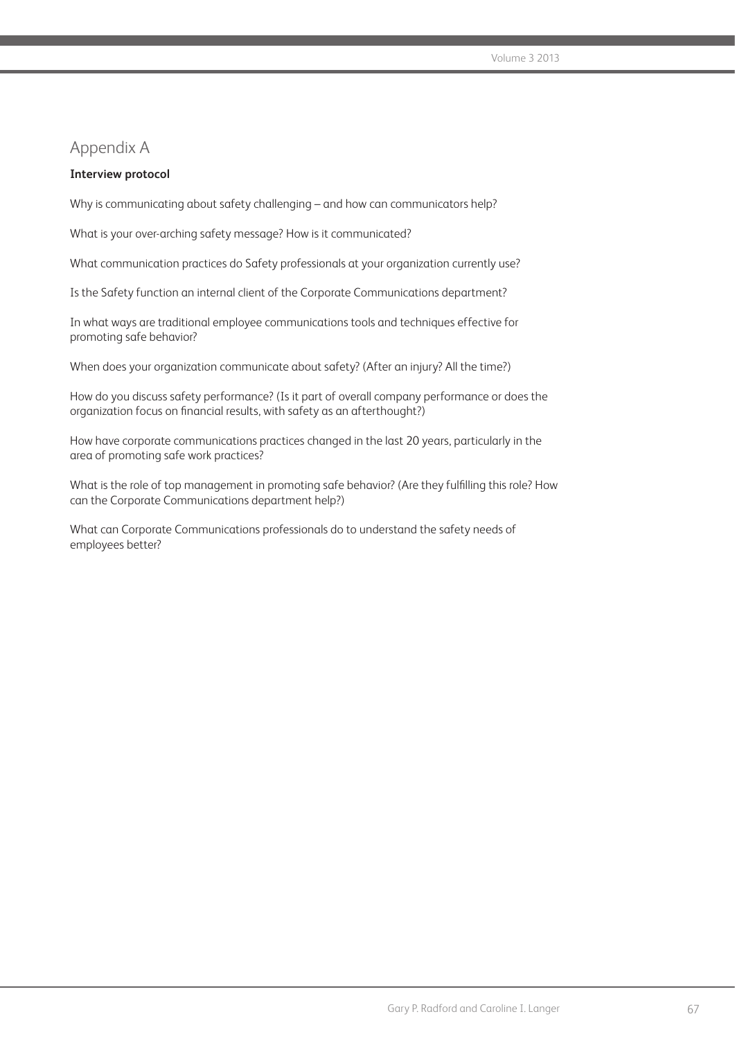## Appendix A

**Interview protocol**

Why is communicating about safety challenging – and how can communicators help?

What is your over-arching safety message? How is it communicated?

What communication practices do Safety professionals at your organization currently use?

Is the Safety function an internal client of the Corporate Communications department?

In what ways are traditional employee communications tools and techniques effective for promoting safe behavior?

When does your organization communicate about safety? (After an injury? All the time?)

How do you discuss safety performance? (Is it part of overall company performance or does the organization focus on financial results, with safety as an afterthought?)

How have corporate communications practices changed in the last 20 years, particularly in the area of promoting safe work practices?

What is the role of top management in promoting safe behavior? (Are they fulfilling this role? How can the Corporate Communications department help?)

What can Corporate Communications professionals do to understand the safety needs of employees better?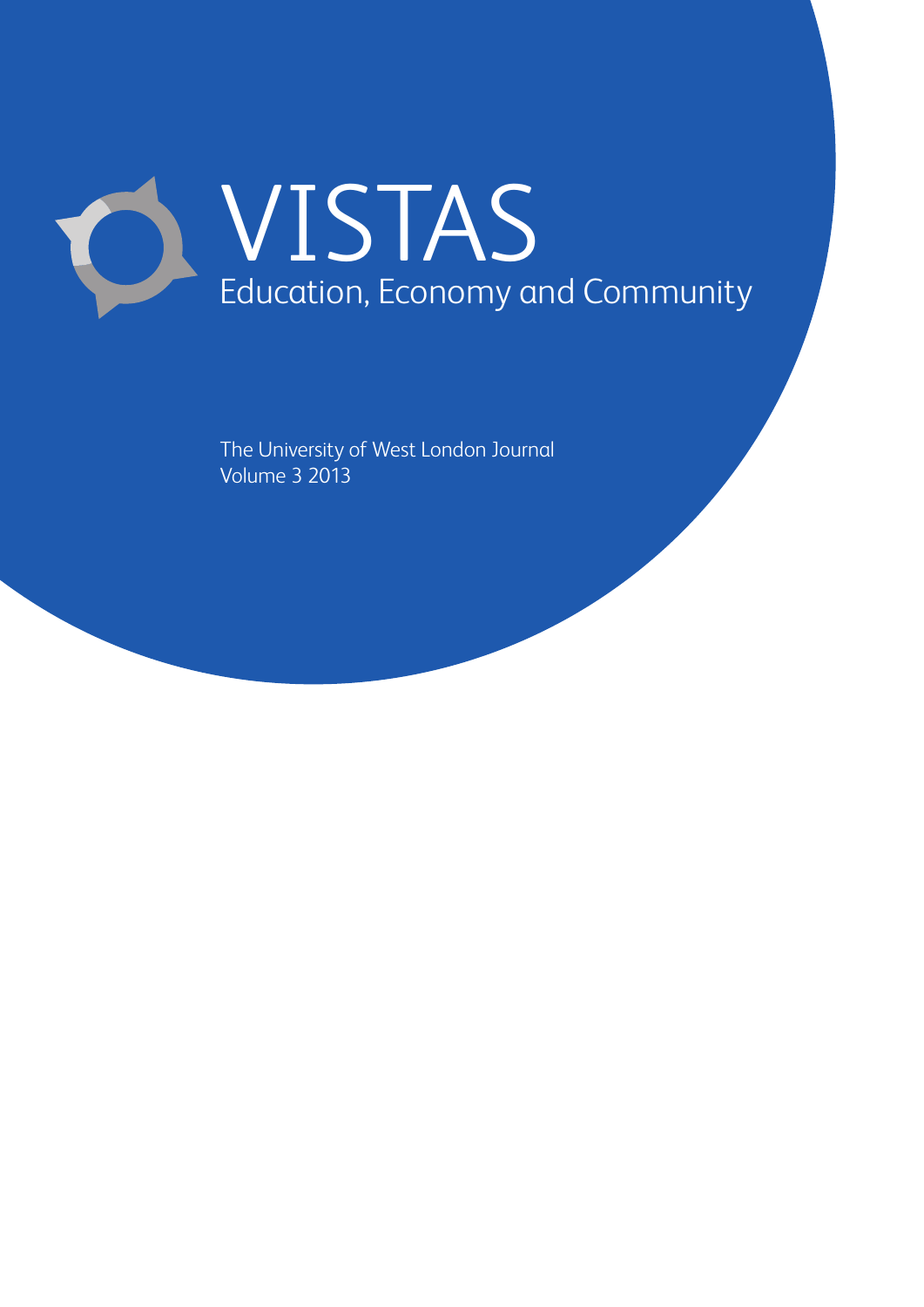# VISTAS

## Education, Economy and Community

The University of West London Journal
Volume 3 2013